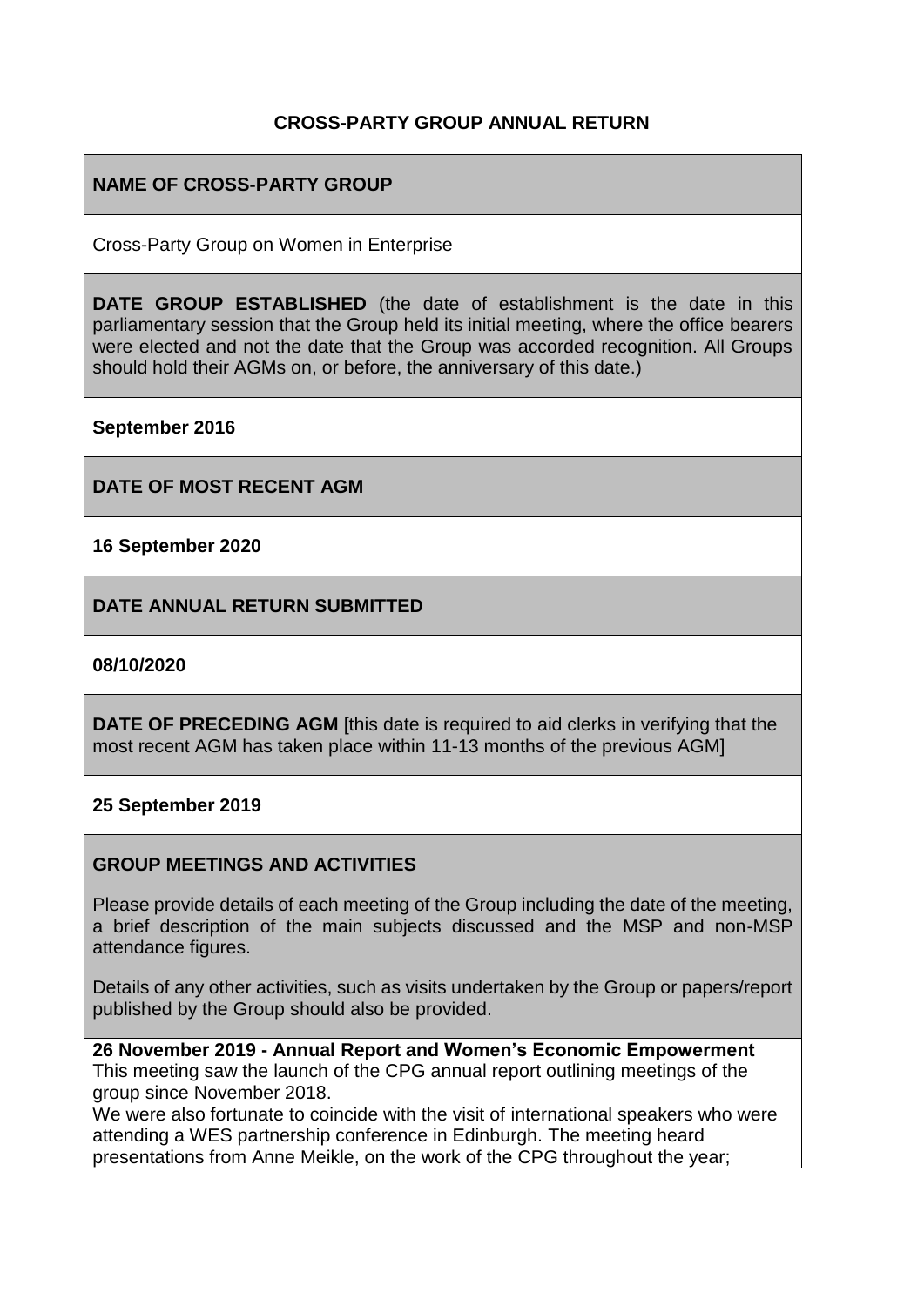# CROSS-PARTY GROUP ANNUAL RETURN

## NAME OF CROSS-PARTY GROUP

Cross-Party Group on Women in Enterprise

**DATE GROUP ESTABLISHED** (the date of establishment is the date in this parliamentary session that the Group held its initial meeting, where the office bearers were elected and not the date that the Group was accorded recognition. All Groups should hold their AGMs on, or before, the anniversary of this date.)

**September 2016**

## DATE OF MOST RECENT AGM

**16 September 2020**

## DATE ANNUAL RETURN SUBMITTED

**08/10/2020**

**DATE OF PRECEDING AGM** [this date is required to aid clerks in verifying that the most recent AGM has taken place within 11-13 months of the previous AGM]

**25 September 2019**

## GROUP MEETINGS AND ACTIVITIES

Please provide details of each meeting of the Group including the date of the meeting, a brief description of the main subjects discussed and the MSP and non-MSP attendance figures.

Details of any other activities, such as visits undertaken by the Group or papers/report published by the Group should also be provided.

**26 November 2019 - Annual Report and Women's Economic Empowerment**
This meeting saw the launch of the CPG annual report outlining meetings of the group since November 2018.
We were also fortunate to coincide with the visit of international speakers who were attending a WES partnership conference in Edinburgh. The meeting heard presentations from Anne Meikle, on the work of the CPG throughout the year;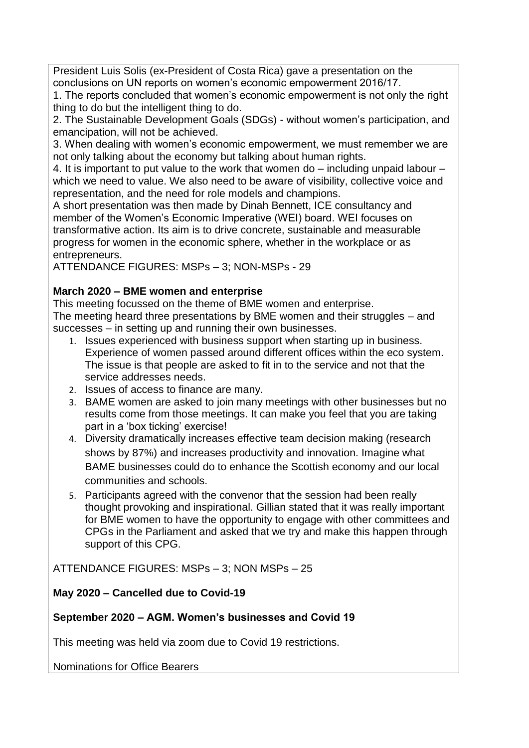President Luis Solis (ex-President of Costa Rica) gave a presentation on the conclusions on UN reports on women's economic empowerment 2016/17.

1. The reports concluded that women's economic empowerment is not only the right thing to do but the intelligent thing to do.
2. The Sustainable Development Goals (SDGs) - without women's participation, and emancipation, will not be achieved.
3. When dealing with women's economic empowerment, we must remember we are not only talking about the economy but talking about human rights.
4. It is important to put value to the work that women do – including unpaid labour – which we need to value. We also need to be aware of visibility, collective voice and representation, and the need for role models and champions.

A short presentation was then made by Dinah Bennett, ICE consultancy and member of the Women's Economic Imperative (WEI) board. WEI focuses on transformative action. Its aim is to drive concrete, sustainable and measurable progress for women in the economic sphere, whether in the workplace or as entrepreneurs.

ATTENDANCE FIGURES: MSPs – 3; NON-MSPs - 29

**March 2020 – BME women and enterprise**

This meeting focussed on the theme of BME women and enterprise.
The meeting heard three presentations by BME women and their struggles – and successes – in setting up and running their own businesses.

1. Issues experienced with business support when starting up in business. Experience of women passed around different offices within the eco system. The issue is that people are asked to fit in to the service and not that the service addresses needs.
2. Issues of access to finance are many.
3. BAME women are asked to join many meetings with other businesses but no results come from those meetings. It can make you feel that you are taking part in a 'box ticking' exercise!
4. Diversity dramatically increases effective team decision making (research shows by 87%) and increases productivity and innovation. Imagine what BAME businesses could do to enhance the Scottish economy and our local communities and schools.
5. Participants agreed with the convenor that the session had been really thought provoking and inspirational. Gillian stated that it was really important for BME women to have the opportunity to engage with other committees and CPGs in the Parliament and asked that we try and make this happen through support of this CPG.

ATTENDANCE FIGURES: MSPs – 3; NON MSPs – 25

**May 2020 – Cancelled due to Covid-19**

**September 2020 – AGM. Women's businesses and Covid 19**

This meeting was held via zoom due to Covid 19 restrictions.

Nominations for Office Bearers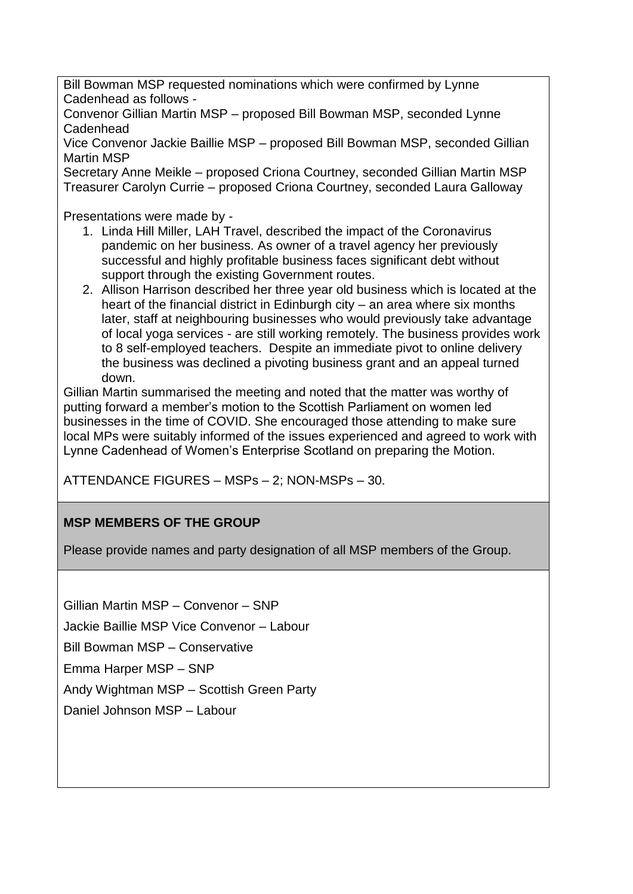Bill Bowman MSP requested nominations which were confirmed by Lynne Cadenhead as follows -

Convenor Gillian Martin MSP – proposed Bill Bowman MSP, seconded Lynne Cadenhead

Vice Convenor Jackie Baillie MSP – proposed Bill Bowman MSP, seconded Gillian Martin MSP

Secretary Anne Meikle – proposed Criona Courtney, seconded Gillian Martin MSP

Treasurer Carolyn Currie – proposed Criona Courtney, seconded Laura Galloway

Presentations were made by -

1. Linda Hill Miller, LAH Travel, described the impact of the Coronavirus pandemic on her business. As owner of a travel agency her previously successful and highly profitable business faces significant debt without support through the existing Government routes.
2. Allison Harrison described her three year old business which is located at the heart of the financial district in Edinburgh city – an area where six months later, staff at neighbouring businesses who would previously take advantage of local yoga services - are still working remotely. The business provides work to 8 self-employed teachers. Despite an immediate pivot to online delivery the business was declined a pivoting business grant and an appeal turned down.

Gillian Martin summarised the meeting and noted that the matter was worthy of putting forward a member's motion to the Scottish Parliament on women led businesses in the time of COVID. She encouraged those attending to make sure local MPs were suitably informed of the issues experienced and agreed to work with Lynne Cadenhead of Women's Enterprise Scotland on preparing the Motion.

ATTENDANCE FIGURES – MSPs – 2; NON-MSPs – 30.

## MSP MEMBERS OF THE GROUP

Please provide names and party designation of all MSP members of the Group.

Gillian Martin MSP – Convenor – SNP

Jackie Baillie MSP Vice Convenor – Labour

Bill Bowman MSP – Conservative

Emma Harper MSP – SNP

Andy Wightman MSP – Scottish Green Party

Daniel Johnson MSP – Labour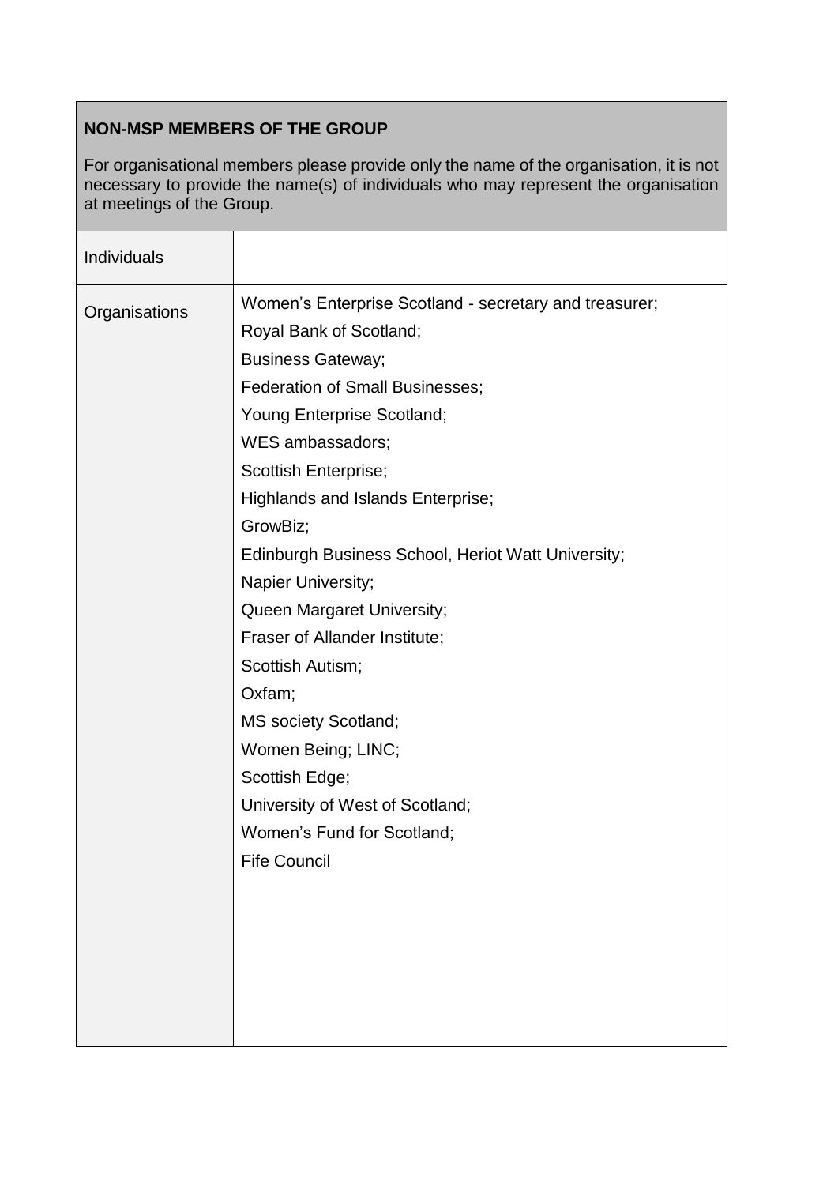**NON-MSP MEMBERS OF THE GROUP**

For organisational members please provide only the name of the organisation, it is not necessary to provide the name(s) of individuals who may represent the organisation at meetings of the Group.

| Individuals | |
|---|---|
| Organisations | Women's Enterprise Scotland - secretary and treasurer;<br>Royal Bank of Scotland;<br>Business Gateway;<br>Federation of Small Businesses;<br>Young Enterprise Scotland;<br>WES ambassadors;<br>Scottish Enterprise;<br>Highlands and Islands Enterprise;<br>GrowBiz;<br>Edinburgh Business School, Heriot Watt University;<br>Napier University;<br>Queen Margaret University;<br>Fraser of Allander Institute;<br>Scottish Autism;<br>Oxfam;<br>MS society Scotland;<br>Women Being; LINC;<br>Scottish Edge;<br>University of West of Scotland;<br>Women's Fund for Scotland;<br>Fife Council |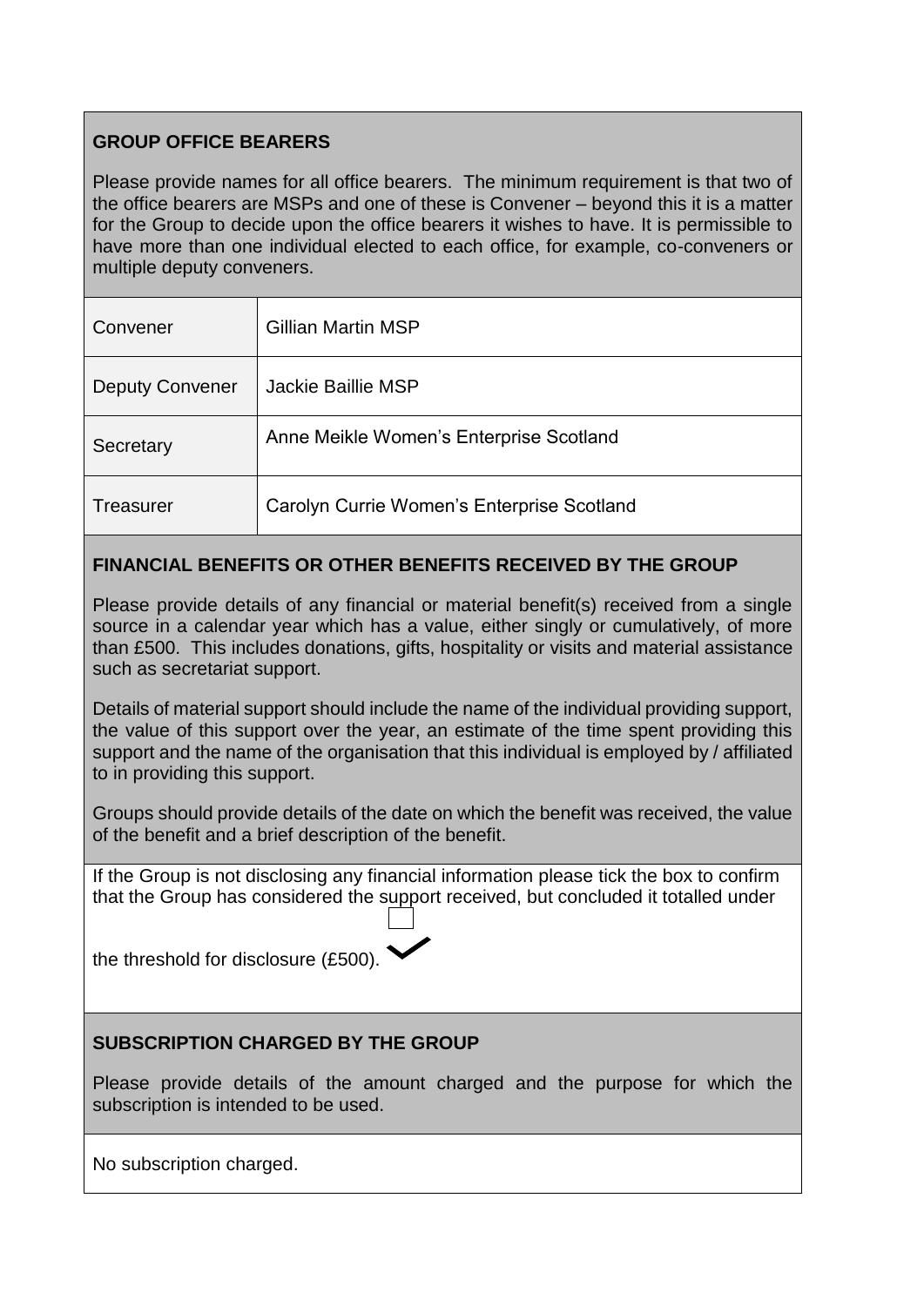## GROUP OFFICE BEARERS

Please provide names for all office bearers. The minimum requirement is that two of the office bearers are MSPs and one of these is Convener – beyond this it is a matter for the Group to decide upon the office bearers it wishes to have. It is permissible to have more than one individual elected to each office, for example, co-conveners or multiple deputy conveners.

| | |
|---|---|
| Convener | Gillian Martin MSP |
| Deputy Convener | Jackie Baillie MSP |
| Secretary | Anne Meikle Women's Enterprise Scotland |
| Treasurer | Carolyn Currie Women's Enterprise Scotland |

## FINANCIAL BENEFITS OR OTHER BENEFITS RECEIVED BY THE GROUP

Please provide details of any financial or material benefit(s) received from a single source in a calendar year which has a value, either singly or cumulatively, of more than £500. This includes donations, gifts, hospitality or visits and material assistance such as secretariat support.

Details of material support should include the name of the individual providing support, the value of this support over the year, an estimate of the time spent providing this support and the name of the organisation that this individual is employed by / affiliated to in providing this support.

Groups should provide details of the date on which the benefit was received, the value of the benefit and a brief description of the benefit.

If the Group is not disclosing any financial information please tick the box to confirm that the Group has considered the support received, but concluded it totalled under the threshold for disclosure (£500). ✓

## SUBSCRIPTION CHARGED BY THE GROUP

Please provide details of the amount charged and the purpose for which the subscription is intended to be used.

No subscription charged.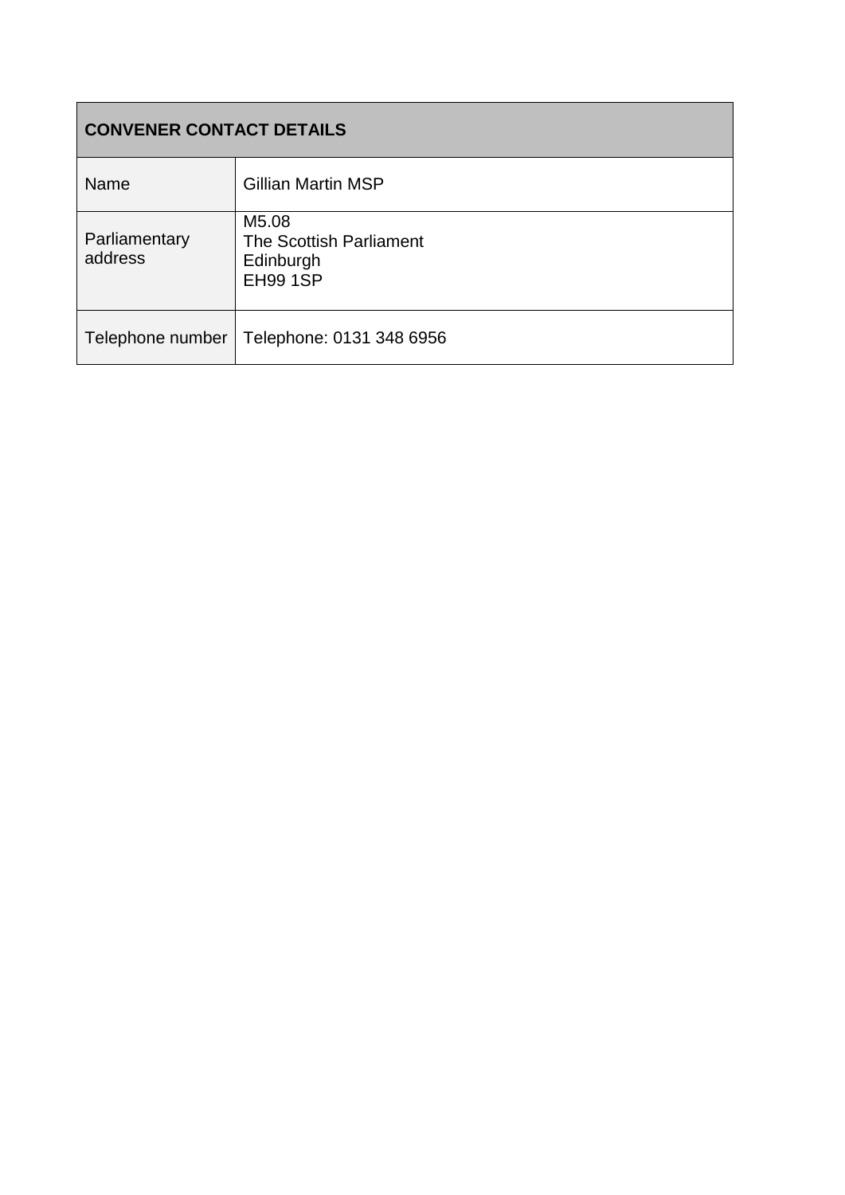| CONVENER CONTACT DETAILS | |
|---|---|
| Name | Gillian Martin MSP |
| Parliamentary address | M5.08<br>The Scottish Parliament<br>Edinburgh<br>EH99 1SP |
| Telephone number | Telephone: 0131 348 6956 |